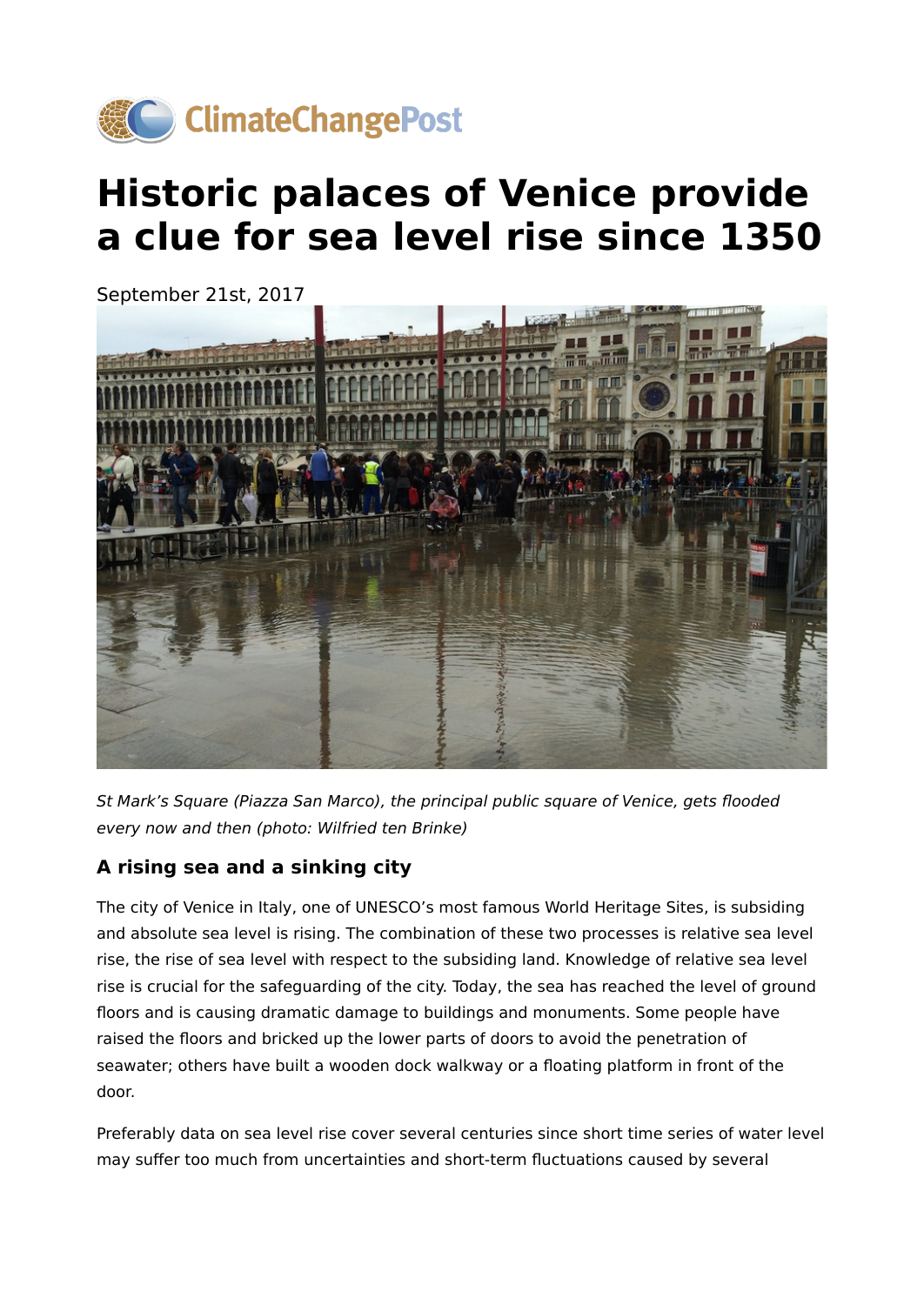ClimateChangePost

# Historic palaces of Venice provide a clue for sea level rise since 1350

September 21st, 2017

*St Mark's Square (Piazza San Marco), the principal public square of Venice, gets flooded every now and then (photo: Wilfried ten Brinke)*

### A rising sea and a sinking city

The city of Venice in Italy, one of UNESCO's most famous World Heritage Sites, is subsiding and absolute sea level is rising. The combination of these two processes is relative sea level rise, the rise of sea level with respect to the subsiding land. Knowledge of relative sea level rise is crucial for the safeguarding of the city. Today, the sea has reached the level of ground floors and is causing dramatic damage to buildings and monuments. Some people have raised the floors and bricked up the lower parts of doors to avoid the penetration of seawater; others have built a wooden dock walkway or a floating platform in front of the door.

Preferably data on sea level rise cover several centuries since short time series of water level may suffer too much from uncertainties and short-term fluctuations caused by several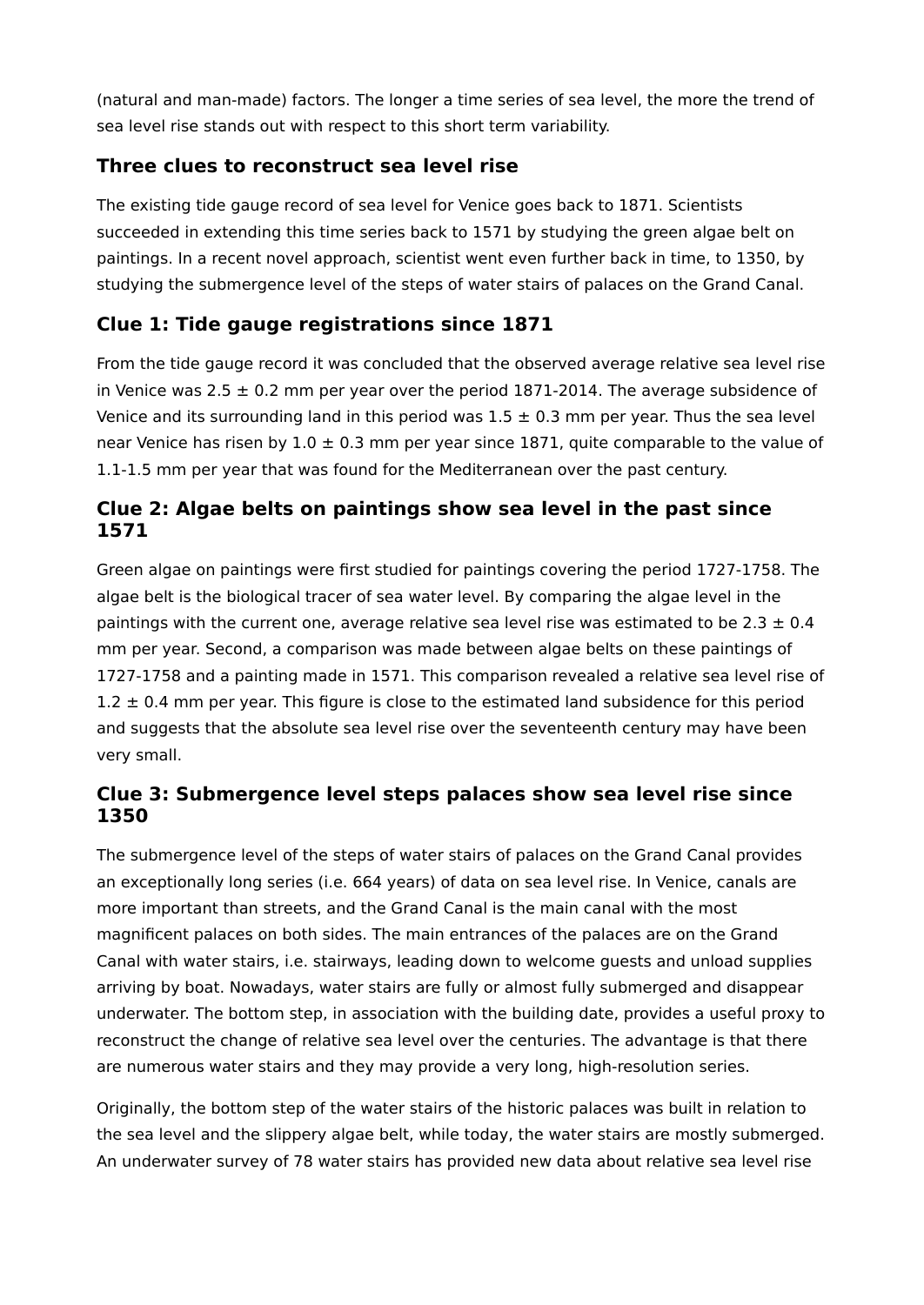(natural and man-made) factors. The longer a time series of sea level, the more the trend of sea level rise stands out with respect to this short term variability.

## Three clues to reconstruct sea level rise

The existing tide gauge record of sea level for Venice goes back to 1871. Scientists succeeded in extending this time series back to 1571 by studying the green algae belt on paintings. In a recent novel approach, scientist went even further back in time, to 1350, by studying the submergence level of the steps of water stairs of palaces on the Grand Canal.

## Clue 1: Tide gauge registrations since 1871

From the tide gauge record it was concluded that the observed average relative sea level rise in Venice was 2.5 ± 0.2 mm per year over the period 1871-2014. The average subsidence of Venice and its surrounding land in this period was 1.5 ± 0.3 mm per year. Thus the sea level near Venice has risen by 1.0 ± 0.3 mm per year since 1871, quite comparable to the value of 1.1-1.5 mm per year that was found for the Mediterranean over the past century.

## Clue 2: Algae belts on paintings show sea level in the past since 1571

Green algae on paintings were first studied for paintings covering the period 1727-1758. The algae belt is the biological tracer of sea water level. By comparing the algae level in the paintings with the current one, average relative sea level rise was estimated to be 2.3 ± 0.4 mm per year. Second, a comparison was made between algae belts on these paintings of 1727-1758 and a painting made in 1571. This comparison revealed a relative sea level rise of 1.2 ± 0.4 mm per year. This figure is close to the estimated land subsidence for this period and suggests that the absolute sea level rise over the seventeenth century may have been very small.

## Clue 3: Submergence level steps palaces show sea level rise since 1350

The submergence level of the steps of water stairs of palaces on the Grand Canal provides an exceptionally long series (i.e. 664 years) of data on sea level rise. In Venice, canals are more important than streets, and the Grand Canal is the main canal with the most magnificent palaces on both sides. The main entrances of the palaces are on the Grand Canal with water stairs, i.e. stairways, leading down to welcome guests and unload supplies arriving by boat. Nowadays, water stairs are fully or almost fully submerged and disappear underwater. The bottom step, in association with the building date, provides a useful proxy to reconstruct the change of relative sea level over the centuries. The advantage is that there are numerous water stairs and they may provide a very long, high-resolution series.

Originally, the bottom step of the water stairs of the historic palaces was built in relation to the sea level and the slippery algae belt, while today, the water stairs are mostly submerged. An underwater survey of 78 water stairs has provided new data about relative sea level rise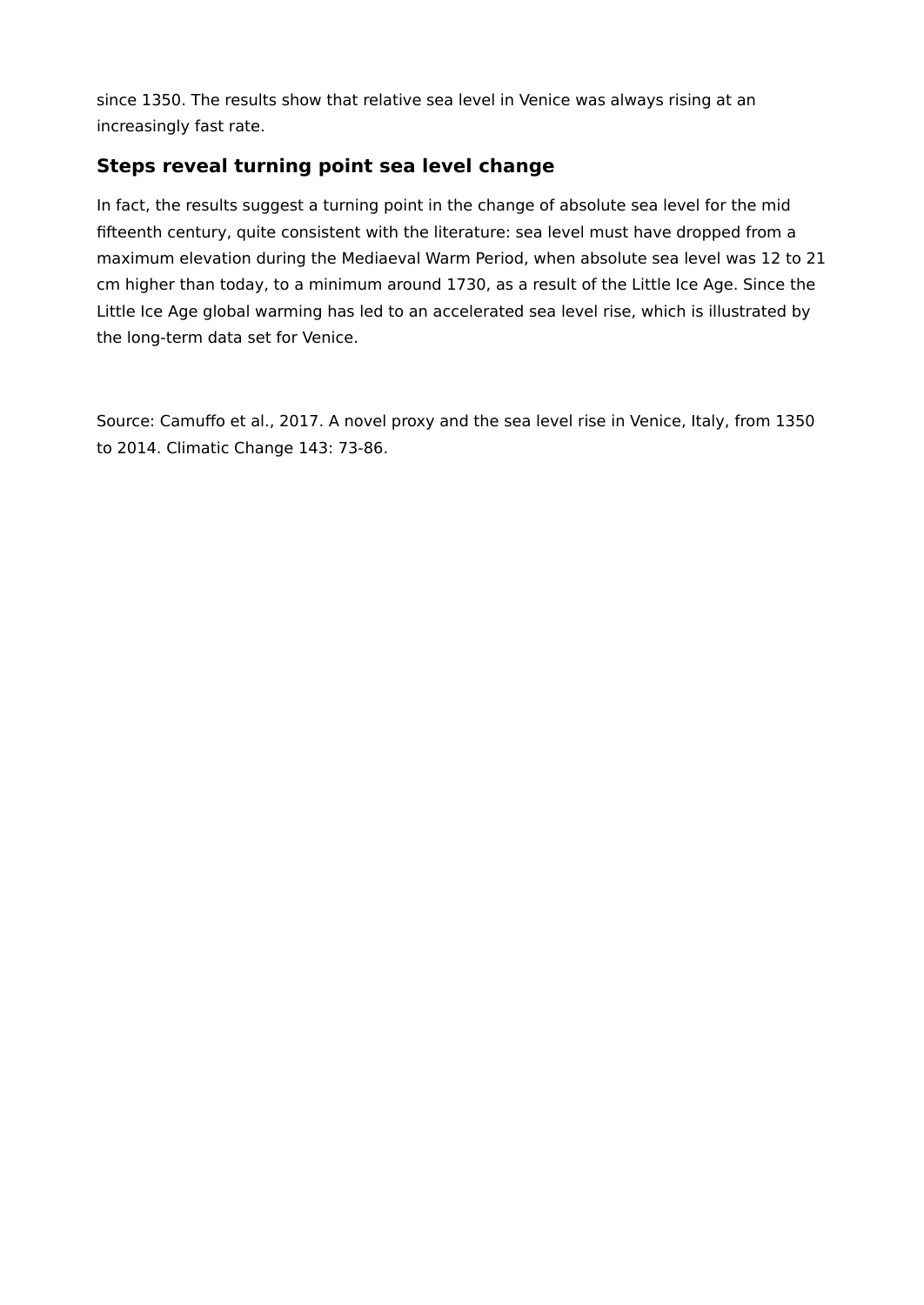since 1350. The results show that relative sea level in Venice was always rising at an increasingly fast rate.

## Steps reveal turning point sea level change

In fact, the results suggest a turning point in the change of absolute sea level for the mid fifteenth century, quite consistent with the literature: sea level must have dropped from a maximum elevation during the Mediaeval Warm Period, when absolute sea level was 12 to 21 cm higher than today, to a minimum around 1730, as a result of the Little Ice Age. Since the Little Ice Age global warming has led to an accelerated sea level rise, which is illustrated by the long-term data set for Venice.

Source: Camuffo et al., 2017. A novel proxy and the sea level rise in Venice, Italy, from 1350 to 2014. Climatic Change 143: 73-86.